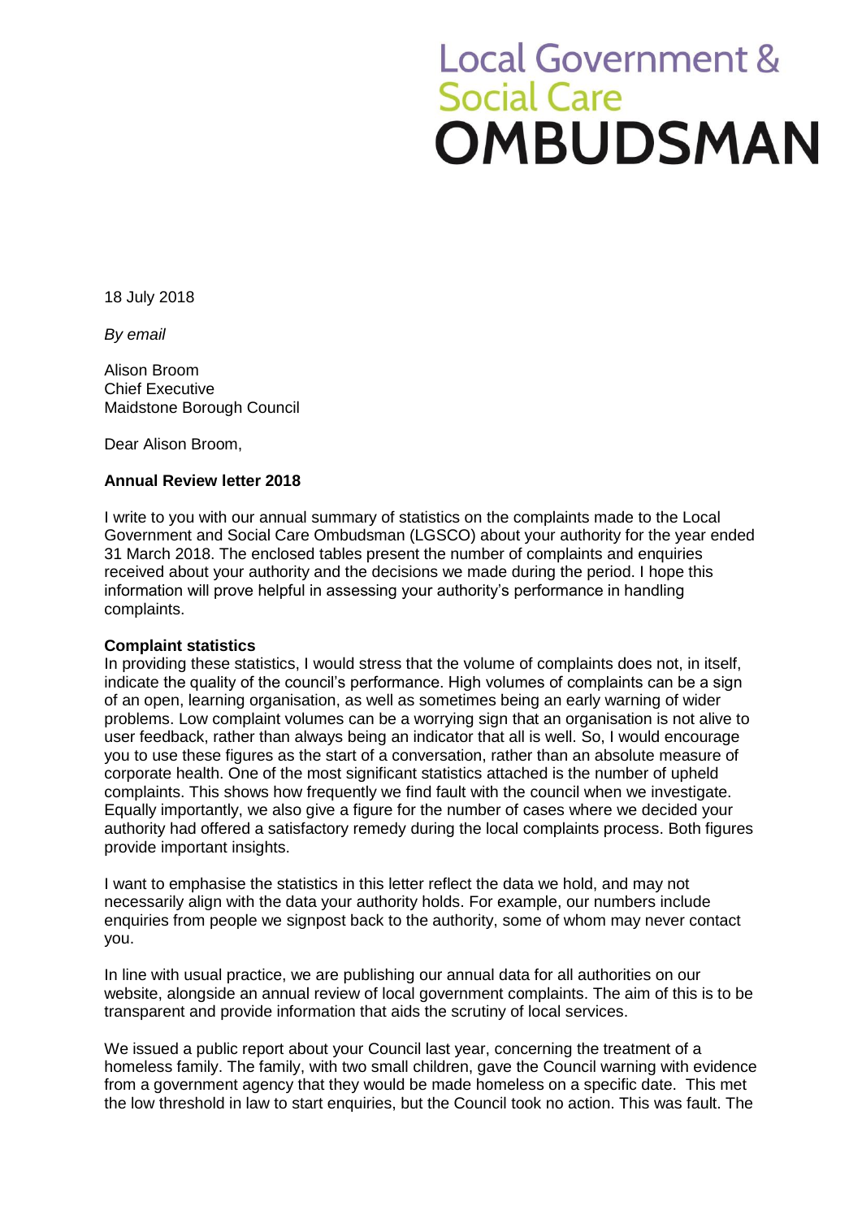Local Government &
Social Care
**OMBUDSMAN**

18 July 2018

*By email*

Alison Broom
Chief Executive
Maidstone Borough Council

Dear Alison Broom,

**Annual Review letter 2018**

I write to you with our annual summary of statistics on the complaints made to the Local Government and Social Care Ombudsman (LGSCO) about your authority for the year ended 31 March 2018. The enclosed tables present the number of complaints and enquiries received about your authority and the decisions we made during the period. I hope this information will prove helpful in assessing your authority's performance in handling complaints.

**Complaint statistics**

In providing these statistics, I would stress that the volume of complaints does not, in itself, indicate the quality of the council's performance. High volumes of complaints can be a sign of an open, learning organisation, as well as sometimes being an early warning of wider problems. Low complaint volumes can be a worrying sign that an organisation is not alive to user feedback, rather than always being an indicator that all is well. So, I would encourage you to use these figures as the start of a conversation, rather than an absolute measure of corporate health. One of the most significant statistics attached is the number of upheld complaints. This shows how frequently we find fault with the council when we investigate. Equally importantly, we also give a figure for the number of cases where we decided your authority had offered a satisfactory remedy during the local complaints process. Both figures provide important insights.

I want to emphasise the statistics in this letter reflect the data we hold, and may not necessarily align with the data your authority holds. For example, our numbers include enquiries from people we signpost back to the authority, some of whom may never contact you.

In line with usual practice, we are publishing our annual data for all authorities on our website, alongside an annual review of local government complaints. The aim of this is to be transparent and provide information that aids the scrutiny of local services.

We issued a public report about your Council last year, concerning the treatment of a homeless family. The family, with two small children, gave the Council warning with evidence from a government agency that they would be made homeless on a specific date. This met the low threshold in law to start enquiries, but the Council took no action. This was fault. The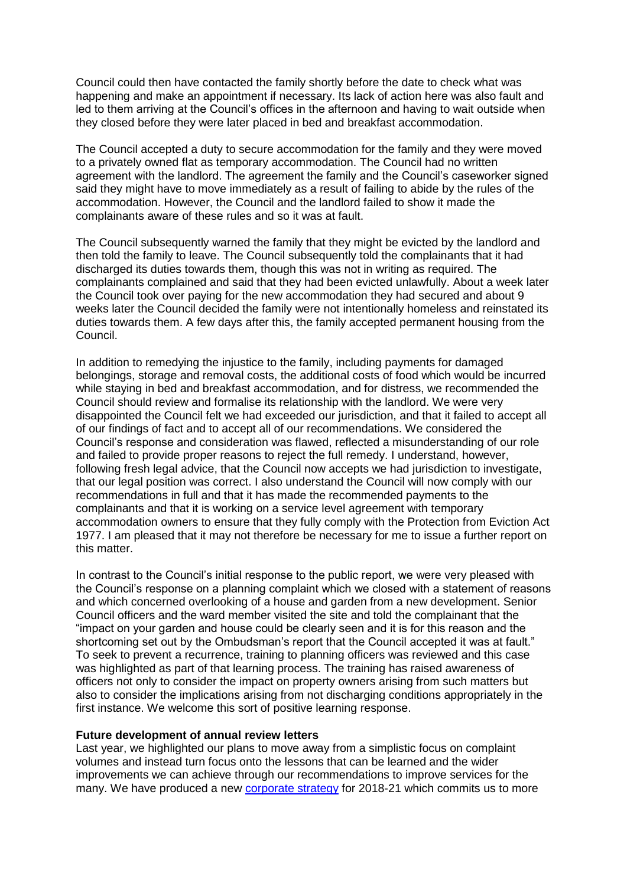Council could then have contacted the family shortly before the date to check what was happening and make an appointment if necessary. Its lack of action here was also fault and led to them arriving at the Council's offices in the afternoon and having to wait outside when they closed before they were later placed in bed and breakfast accommodation.

The Council accepted a duty to secure accommodation for the family and they were moved to a privately owned flat as temporary accommodation. The Council had no written agreement with the landlord. The agreement the family and the Council's caseworker signed said they might have to move immediately as a result of failing to abide by the rules of the accommodation. However, the Council and the landlord failed to show it made the complainants aware of these rules and so it was at fault.

The Council subsequently warned the family that they might be evicted by the landlord and then told the family to leave. The Council subsequently told the complainants that it had discharged its duties towards them, though this was not in writing as required. The complainants complained and said that they had been evicted unlawfully. About a week later the Council took over paying for the new accommodation they had secured and about 9 weeks later the Council decided the family were not intentionally homeless and reinstated its duties towards them. A few days after this, the family accepted permanent housing from the Council.

In addition to remedying the injustice to the family, including payments for damaged belongings, storage and removal costs, the additional costs of food which would be incurred while staying in bed and breakfast accommodation, and for distress, we recommended the Council should review and formalise its relationship with the landlord. We were very disappointed the Council felt we had exceeded our jurisdiction, and that it failed to accept all of our findings of fact and to accept all of our recommendations. We considered the Council's response and consideration was flawed, reflected a misunderstanding of our role and failed to provide proper reasons to reject the full remedy. I understand, however, following fresh legal advice, that the Council now accepts we had jurisdiction to investigate, that our legal position was correct. I also understand the Council will now comply with our recommendations in full and that it has made the recommended payments to the complainants and that it is working on a service level agreement with temporary accommodation owners to ensure that they fully comply with the Protection from Eviction Act 1977. I am pleased that it may not therefore be necessary for me to issue a further report on this matter.

In contrast to the Council's initial response to the public report, we were very pleased with the Council's response on a planning complaint which we closed with a statement of reasons and which concerned overlooking of a house and garden from a new development. Senior Council officers and the ward member visited the site and told the complainant that the "impact on your garden and house could be clearly seen and it is for this reason and the shortcoming set out by the Ombudsman's report that the Council accepted it was at fault." To seek to prevent a recurrence, training to planning officers was reviewed and this case was highlighted as part of that learning process. The training has raised awareness of officers not only to consider the impact on property owners arising from such matters but also to consider the implications arising from not discharging conditions appropriately in the first instance. We welcome this sort of positive learning response.

**Future development of annual review letters**

Last year, we highlighted our plans to move away from a simplistic focus on complaint volumes and instead turn focus onto the lessons that can be learned and the wider improvements we can achieve through our recommendations to improve services for the many. We have produced a new corporate strategy for 2018-21 which commits us to more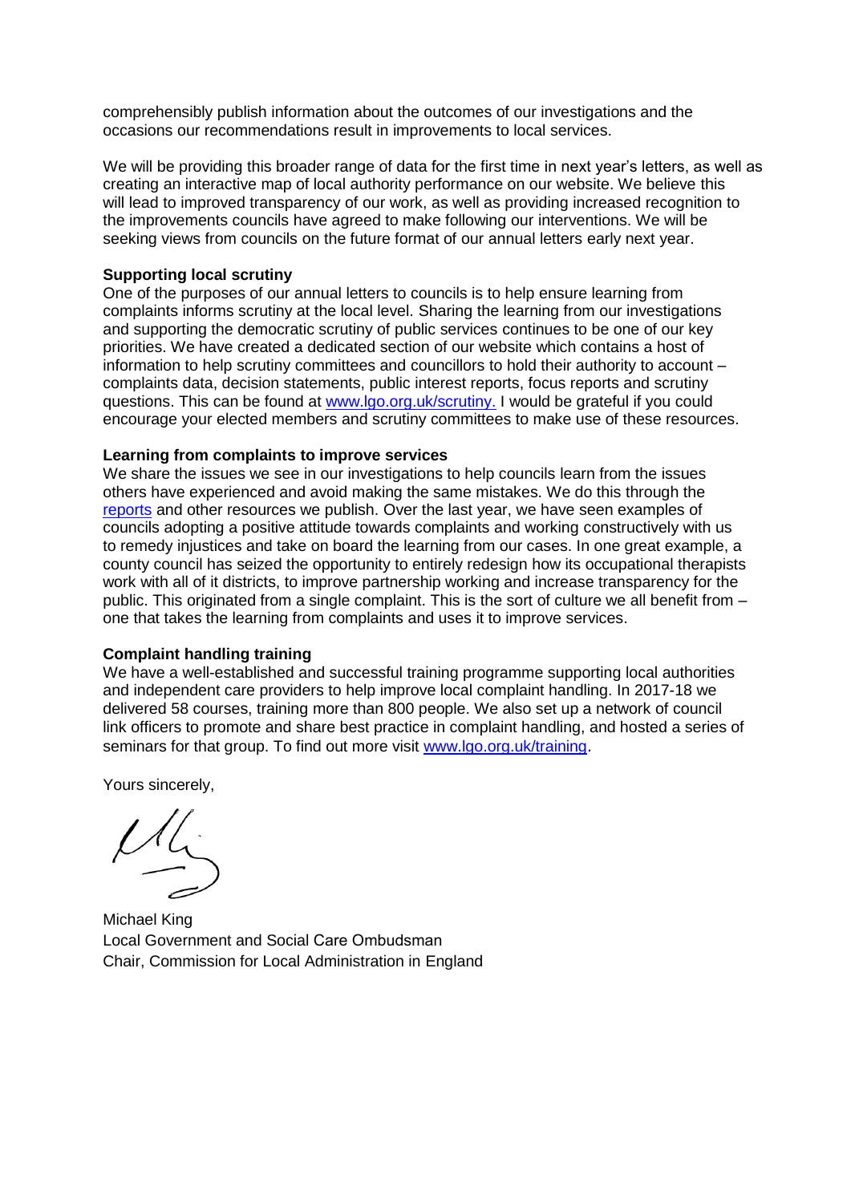comprehensibly publish information about the outcomes of our investigations and the occasions our recommendations result in improvements to local services.

We will be providing this broader range of data for the first time in next year's letters, as well as creating an interactive map of local authority performance on our website. We believe this will lead to improved transparency of our work, as well as providing increased recognition to the improvements councils have agreed to make following our interventions. We will be seeking views from councils on the future format of our annual letters early next year.

**Supporting local scrutiny**
One of the purposes of our annual letters to councils is to help ensure learning from complaints informs scrutiny at the local level. Sharing the learning from our investigations and supporting the democratic scrutiny of public services continues to be one of our key priorities. We have created a dedicated section of our website which contains a host of information to help scrutiny committees and councillors to hold their authority to account – complaints data, decision statements, public interest reports, focus reports and scrutiny questions. This can be found at [www.lgo.org.uk/scrutiny.](www.lgo.org.uk/scrutiny) I would be grateful if you could encourage your elected members and scrutiny committees to make use of these resources.

**Learning from complaints to improve services**
We share the issues we see in our investigations to help councils learn from the issues others have experienced and avoid making the same mistakes. We do this through the reports and other resources we publish. Over the last year, we have seen examples of councils adopting a positive attitude towards complaints and working constructively with us to remedy injustices and take on board the learning from our cases. In one great example, a county council has seized the opportunity to entirely redesign how its occupational therapists work with all of it districts, to improve partnership working and increase transparency for the public. This originated from a single complaint. This is the sort of culture we all benefit from – one that takes the learning from complaints and uses it to improve services.

**Complaint handling training**
We have a well-established and successful training programme supporting local authorities and independent care providers to help improve local complaint handling. In 2017-18 we delivered 58 courses, training more than 800 people. We also set up a network of council link officers to promote and share best practice in complaint handling, and hosted a series of seminars for that group. To find out more visit [www.lgo.org.uk/training](www.lgo.org.uk/training).

Yours sincerely,

Michael King
Local Government and Social Care Ombudsman
Chair, Commission for Local Administration in England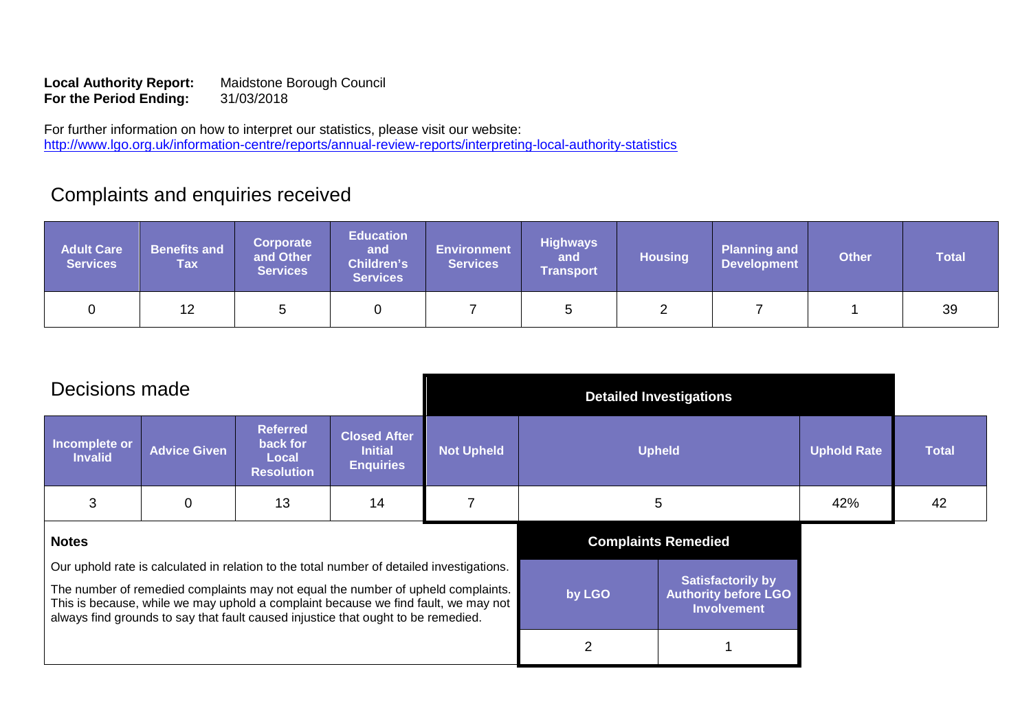**Local Authority Report:** Maidstone Borough Council
**For the Period Ending:** 31/03/2018

For further information on how to interpret our statistics, please visit our website:
http://www.lgo.org.uk/information-centre/reports/annual-review-reports/interpreting-local-authority-statistics

## Complaints and enquiries received

| Adult Care Services | Benefits and Tax | Corporate and Other Services | Education and Children's Services | Environment Services | Highways and Transport | Housing | Planning and Development | Other | Total |
|---|---|---|---|---|---|---|---|---|---|
| 0 | 12 | 5 | 0 | 7 | 5 | 2 | 7 | 1 | 39 |

## Decisions made

| | | | | Detailed Investigations | | | |
|---|---|---|---|---|---|---|---|
| Incomplete or Invalid | Advice Given | Referred back for Local Resolution | Closed After Initial Enquiries | Not Upheld | Upheld | Uphold Rate | Total |
| 3 | 0 | 13 | 14 | 7 | 5 | 42% | 42 |

**Notes**

Our uphold rate is calculated in relation to the total number of detailed investigations.

The number of remedied complaints may not equal the number of upheld complaints. This is because, while we may uphold a complaint because we find fault, we may not always find grounds to say that fault caused injustice that ought to be remedied.

| Complaints Remedied | |
|---|---|
| by LGO | Satisfactorily by Authority before LGO Involvement |
| 2 | 1 |